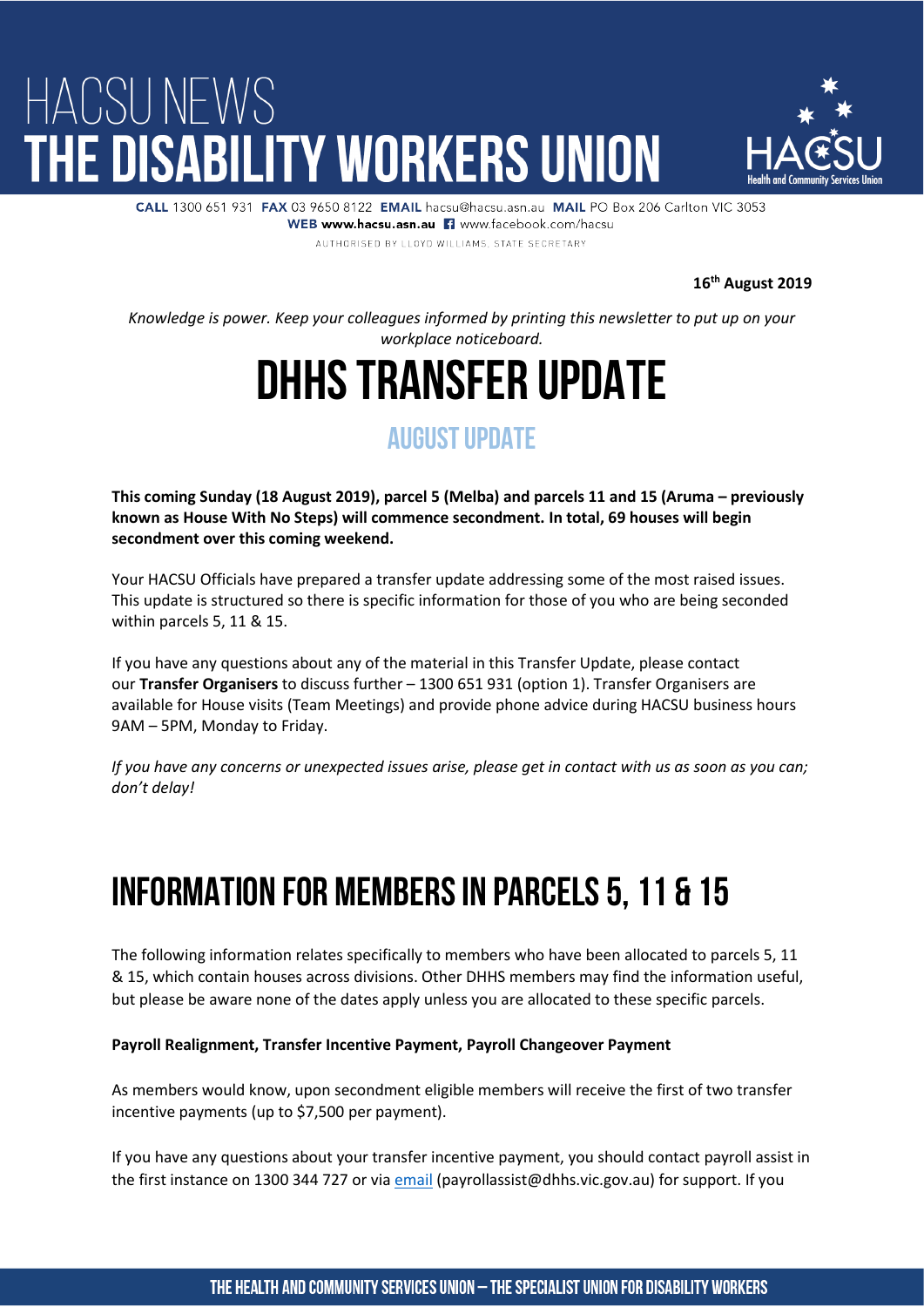# HACSU NEWS
# THE DISABILITY WORKERS UNION

**CALL** 1300 651 931 **FAX** 03 9650 8122 **EMAIL** hacsu@hacsu.asn.au **MAIL** PO Box 206 Carlton VIC 3053
**WEB** www.hacsu.asn.au www.facebook.com/hacsu
AUTHORISED BY LLOYD WILLIAMS, STATE SECRETARY

**16th August 2019**

*Knowledge is power. Keep your colleagues informed by printing this newsletter to put up on your workplace noticeboard.*

# DHHS TRANSFER UPDATE

## AUGUST UPDATE

**This coming Sunday (18 August 2019), parcel 5 (Melba) and parcels 11 and 15 (Aruma – previously known as House With No Steps) will commence secondment. In total, 69 houses will begin secondment over this coming weekend.**

Your HACSU Officials have prepared a transfer update addressing some of the most raised issues. This update is structured so there is specific information for those of you who are being seconded within parcels 5, 11 & 15.

If you have any questions about any of the material in this Transfer Update, please contact our **Transfer Organisers** to discuss further – 1300 651 931 (option 1). Transfer Organisers are available for House visits (Team Meetings) and provide phone advice during HACSU business hours 9AM – 5PM, Monday to Friday.

*If you have any concerns or unexpected issues arise, please get in contact with us as soon as you can; don't delay!*

## INFORMATION FOR MEMBERS IN PARCELS 5, 11 & 15

The following information relates specifically to members who have been allocated to parcels 5, 11 & 15, which contain houses across divisions. Other DHHS members may find the information useful, but please be aware none of the dates apply unless you are allocated to these specific parcels.

**Payroll Realignment, Transfer Incentive Payment, Payroll Changeover Payment**

As members would know, upon secondment eligible members will receive the first of two transfer incentive payments (up to $7,500 per payment).

If you have any questions about your transfer incentive payment, you should contact payroll assist in the first instance on 1300 344 727 or via email (payrollassist@dhhs.vic.gov.au) for support. If you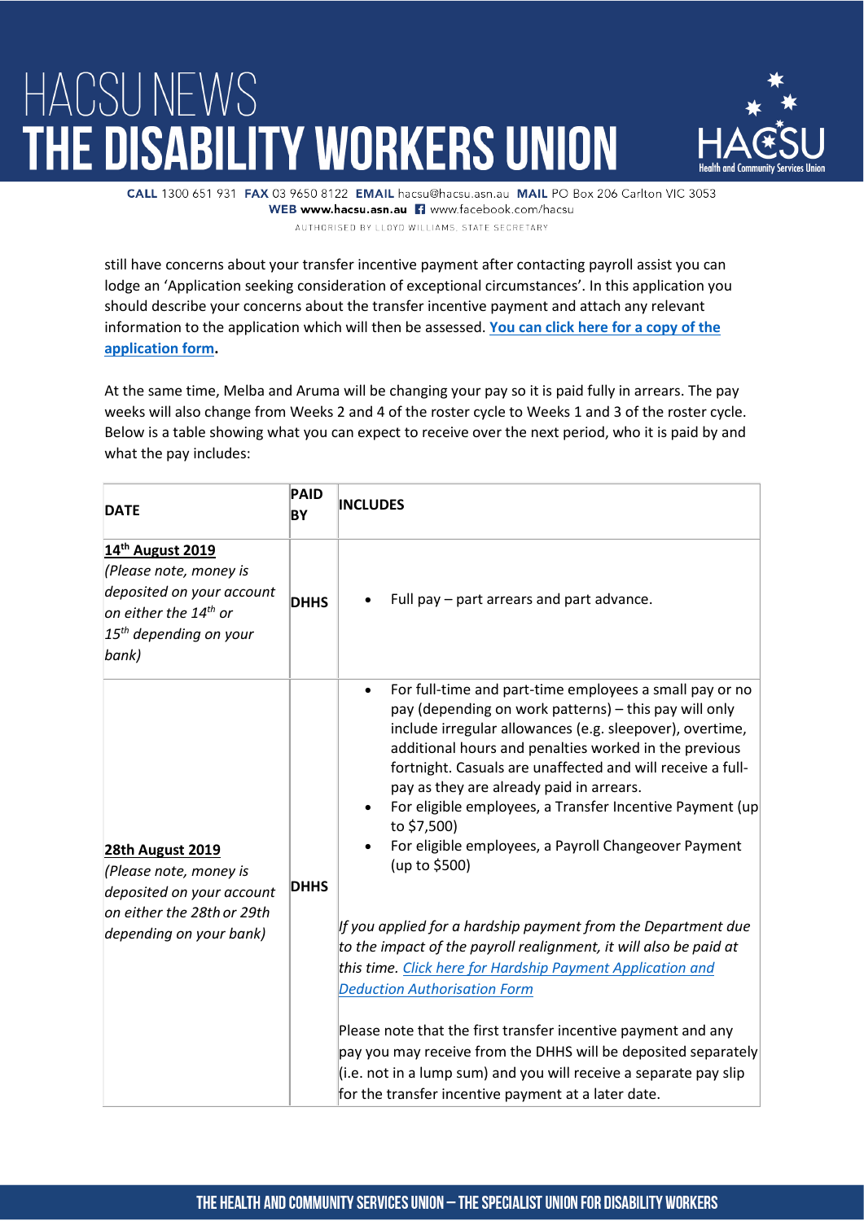still have concerns about your transfer incentive payment after contacting payroll assist you can lodge an 'Application seeking consideration of exceptional circumstances'. In this application you should describe your concerns about the transfer incentive payment and attach any relevant information to the application which will then be assessed. **You can click here for a copy of the application form.**

At the same time, Melba and Aruma will be changing your pay so it is paid fully in arrears. The pay weeks will also change from Weeks 2 and 4 of the roster cycle to Weeks 1 and 3 of the roster cycle. Below is a table showing what you can expect to receive over the next period, who it is paid by and what the pay includes:

| DATE | PAID BY | INCLUDES |
| --- | --- | --- |
| **14th August 2019** *(Please note, money is deposited on your account on either the 14th or 15th depending on your bank)* | **DHHS** | • Full pay – part arrears and part advance. |
| **28th August 2019** *(Please note, money is deposited on your account on either the 28th or 29th depending on your bank)* | **DHHS** | • For full-time and part-time employees a small pay or no pay (depending on work patterns) – this pay will only include irregular allowances (e.g. sleepover), overtime, additional hours and penalties worked in the previous fortnight. Casuals are unaffected and will receive a full-pay as they are already paid in arrears. <br> • For eligible employees, a Transfer Incentive Payment (up to $7,500) <br> • For eligible employees, a Payroll Changeover Payment (up to $500) <br><br> *If you applied for a hardship payment from the Department due to the impact of the payroll realignment, it will also be paid at this time. Click here for Hardship Payment Application and Deduction Authorisation Form* <br><br> Please note that the first transfer incentive payment and any pay you may receive from the DHHS will be deposited separately (i.e. not in a lump sum) and you will receive a separate pay slip for the transfer incentive payment at a later date. |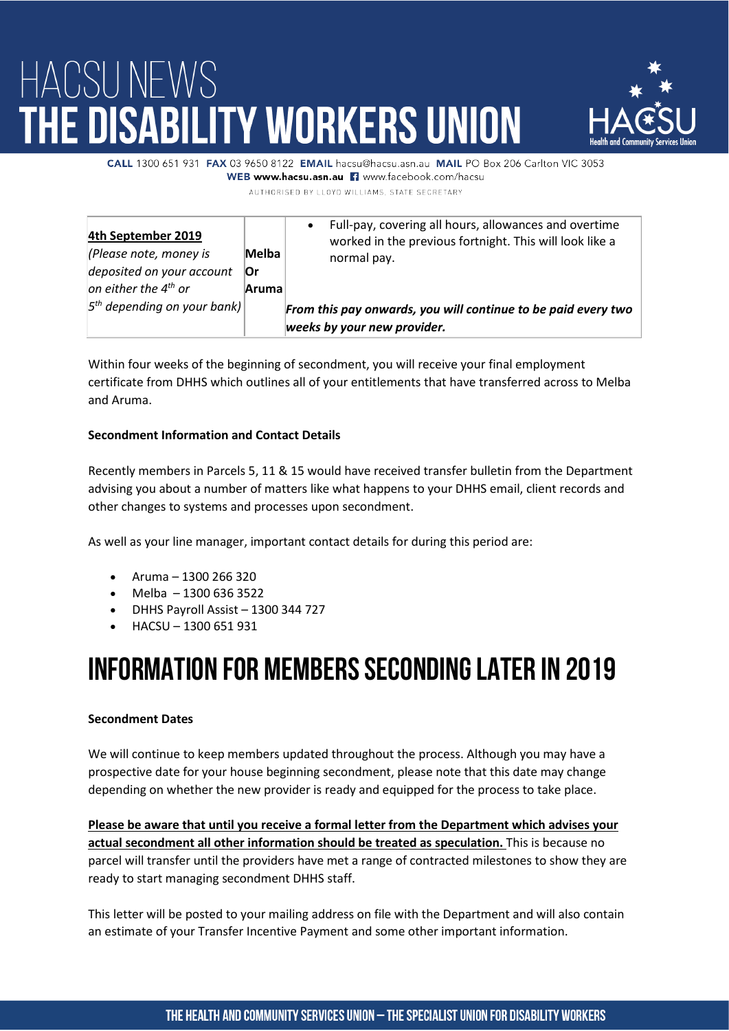| 4th September 2019 *(Please note, money is deposited on your account on either the 4th or 5th depending on your bank)* | Melba Or Aruma | • Full-pay, covering all hours, allowances and overtime worked in the previous fortnight. This will look like a normal pay. ***From this pay onwards, you will continue to be paid every two weeks by your new provider.*** |
|---|---|---|

Within four weeks of the beginning of secondment, you will receive your final employment certificate from DHHS which outlines all of your entitlements that have transferred across to Melba and Aruma.

**Secondment Information and Contact Details**

Recently members in Parcels 5, 11 & 15 would have received transfer bulletin from the Department advising you about a number of matters like what happens to your DHHS email, client records and other changes to systems and processes upon secondment.

As well as your line manager, important contact details for during this period are:

- Aruma – 1300 266 320
- Melba – 1300 636 3522
- DHHS Payroll Assist – 1300 344 727
- HACSU – 1300 651 931

# INFORMATION FOR MEMBERS SECONDING LATER IN 2019

**Secondment Dates**

We will continue to keep members updated throughout the process. Although you may have a prospective date for your house beginning secondment, please note that this date may change depending on whether the new provider is ready and equipped for the process to take place.

**Please be aware that until you receive a formal letter from the Department which advises your actual secondment all other information should be treated as speculation.** This is because no parcel will transfer until the providers have met a range of contracted milestones to show they are ready to start managing secondment DHHS staff.

This letter will be posted to your mailing address on file with the Department and will also contain an estimate of your Transfer Incentive Payment and some other important information.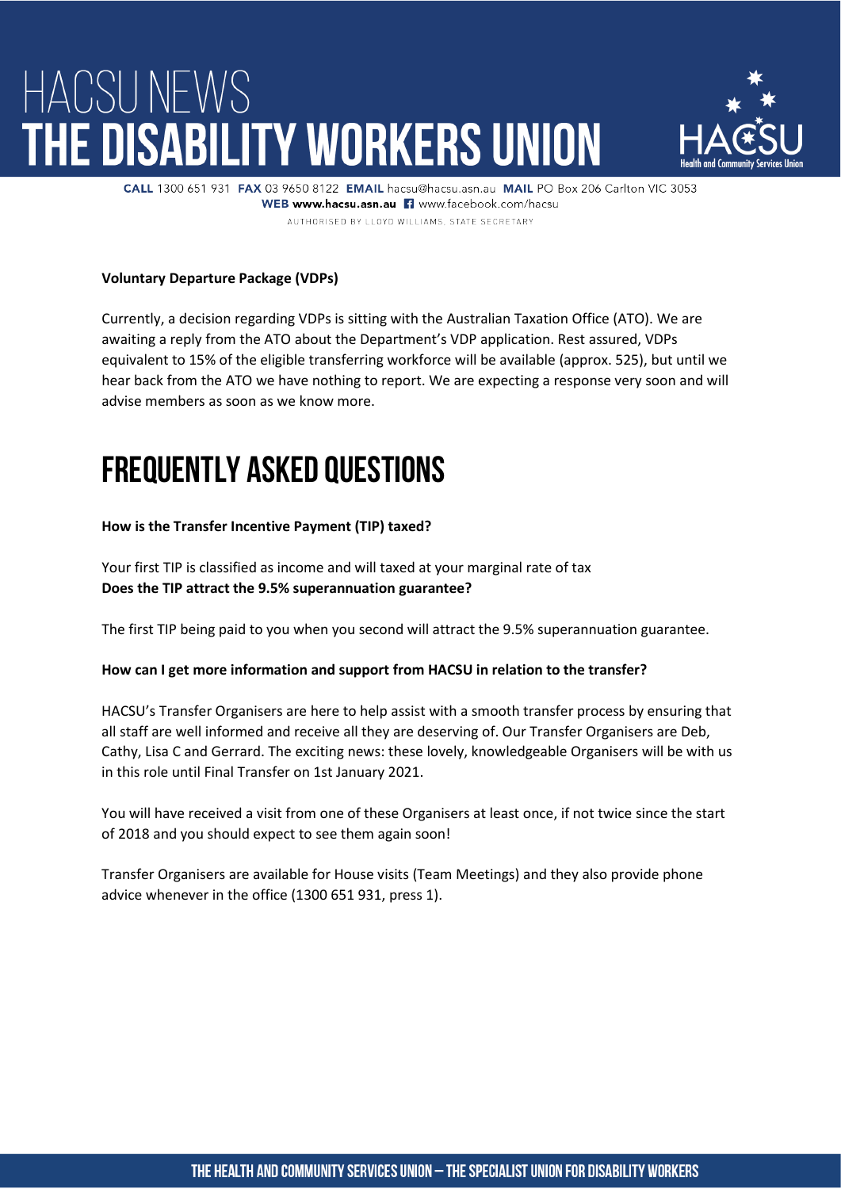**Voluntary Departure Package (VDPs)**

Currently, a decision regarding VDPs is sitting with the Australian Taxation Office (ATO). We are awaiting a reply from the ATO about the Department's VDP application. Rest assured, VDPs equivalent to 15% of the eligible transferring workforce will be available (approx. 525), but until we hear back from the ATO we have nothing to report. We are expecting a response very soon and will advise members as soon as we know more.

# FREQUENTLY ASKED QUESTIONS

**How is the Transfer Incentive Payment (TIP) taxed?**

Your first TIP is classified as income and will taxed at your marginal rate of tax

**Does the TIP attract the 9.5% superannuation guarantee?**

The first TIP being paid to you when you second will attract the 9.5% superannuation guarantee.

**How can I get more information and support from HACSU in relation to the transfer?**

HACSU's Transfer Organisers are here to help assist with a smooth transfer process by ensuring that all staff are well informed and receive all they are deserving of. Our Transfer Organisers are Deb, Cathy, Lisa C and Gerrard. The exciting news: these lovely, knowledgeable Organisers will be with us in this role until Final Transfer on 1st January 2021.

You will have received a visit from one of these Organisers at least once, if not twice since the start of 2018 and you should expect to see them again soon!

Transfer Organisers are available for House visits (Team Meetings) and they also provide phone advice whenever in the office (1300 651 931, press 1).